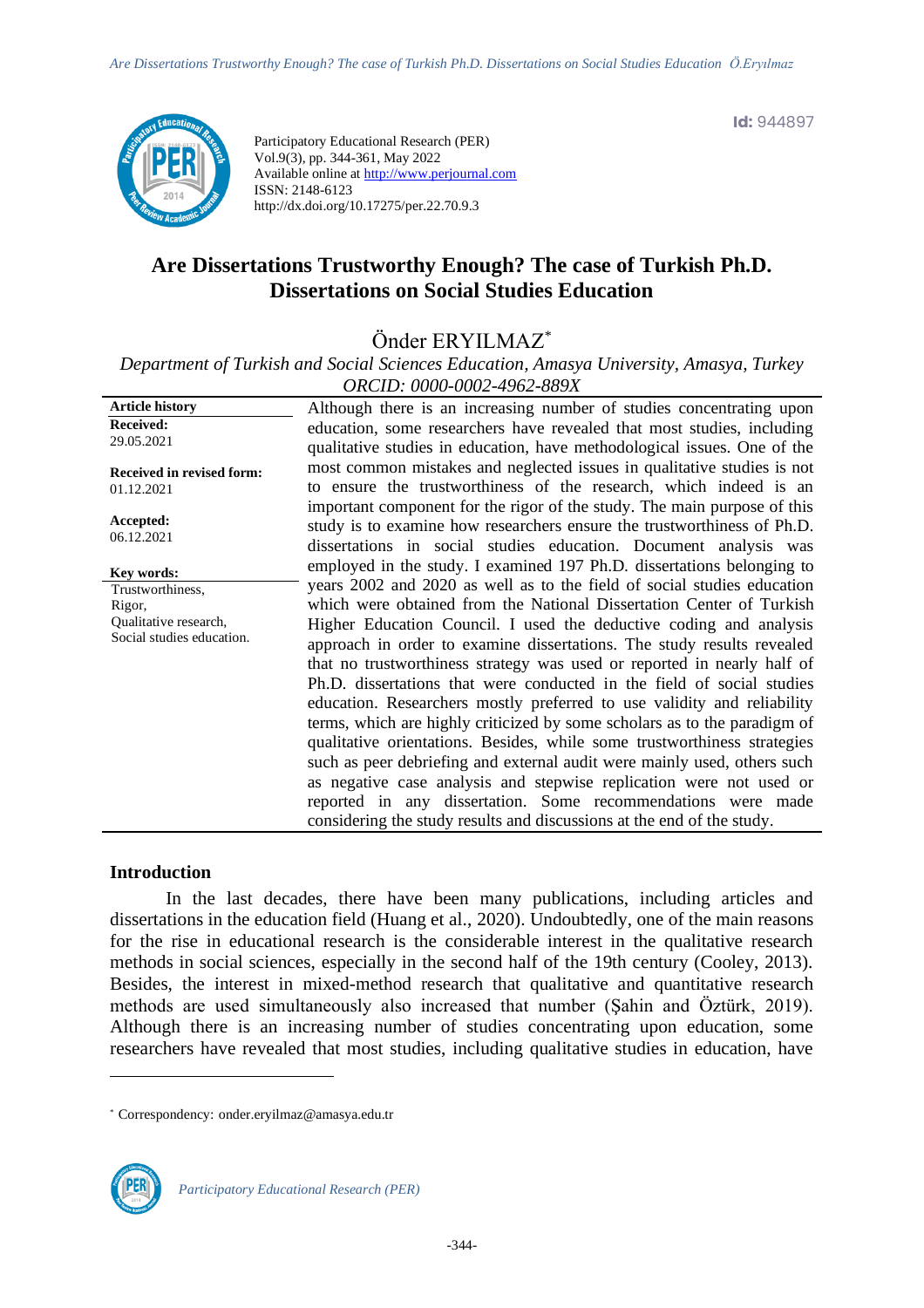Id: 944897

Participatory Educational Research (PER)
Vol.9(3), pp. 344-361, May 2022
Available online at http://www.perjournal.com
ISSN: 2148-6123
http://dx.doi.org/10.17275/per.22.70.9.3

# Are Dissertations Trustworthy Enough? The case of Turkish Ph.D. Dissertations on Social Studies Education

Önder ERYILMAZ*

*Department of Turkish and Social Sciences Education, Amasya University, Amasya, Turkey*
*ORCID: 0000-0002-4962-889X*

**Article history**
**Received:**
29.05.2021

**Received in revised form:**
01.12.2021

**Accepted:**
06.12.2021

**Key words:**
Trustworthiness,
Rigor,
Qualitative research,
Social studies education.

Although there is an increasing number of studies concentrating upon education, some researchers have revealed that most studies, including qualitative studies in education, have methodological issues. One of the most common mistakes and neglected issues in qualitative studies is not to ensure the trustworthiness of the research, which indeed is an important component for the rigor of the study. The main purpose of this study is to examine how researchers ensure the trustworthiness of Ph.D. dissertations in social studies education. Document analysis was employed in the study. I examined 197 Ph.D. dissertations belonging to years 2002 and 2020 as well as to the field of social studies education which were obtained from the National Dissertation Center of Turkish Higher Education Council. I used the deductive coding and analysis approach in order to examine dissertations. The study results revealed that no trustworthiness strategy was used or reported in nearly half of Ph.D. dissertations that were conducted in the field of social studies education. Researchers mostly preferred to use validity and reliability terms, which are highly criticized by some scholars as to the paradigm of qualitative orientations. Besides, while some trustworthiness strategies such as peer debriefing and external audit were mainly used, others such as negative case analysis and stepwise replication were not used or reported in any dissertation. Some recommendations were made considering the study results and discussions at the end of the study.

## Introduction

In the last decades, there have been many publications, including articles and dissertations in the education field (Huang et al., 2020). Undoubtedly, one of the main reasons for the rise in educational research is the considerable interest in the qualitative research methods in social sciences, especially in the second half of the 19th century (Cooley, 2013). Besides, the interest in mixed-method research that qualitative and quantitative research methods are used simultaneously also increased that number (Şahin and Öztürk, 2019). Although there is an increasing number of studies concentrating upon education, some researchers have revealed that most studies, including qualitative studies in education, have

* Correspondency: onder.eryilmaz@amasya.edu.tr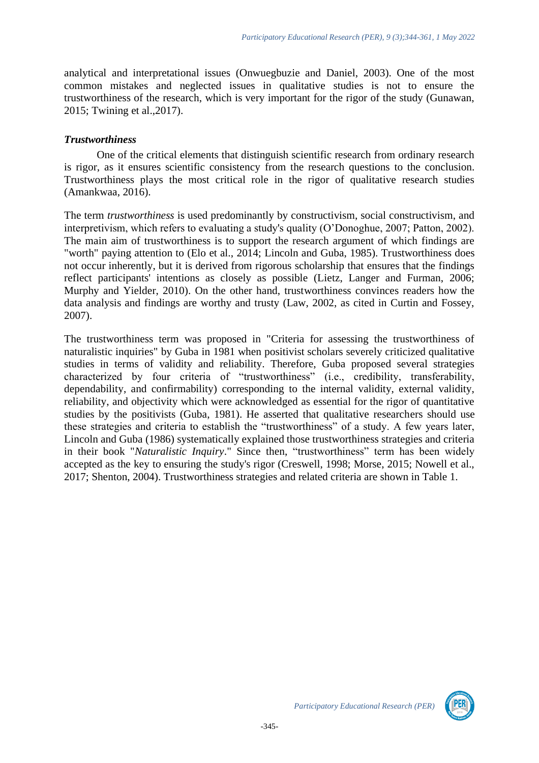analytical and interpretational issues (Onwuegbuzie and Daniel, 2003). One of the most common mistakes and neglected issues in qualitative studies is not to ensure the trustworthiness of the research, which is very important for the rigor of the study (Gunawan, 2015; Twining et al.,2017).

### *Trustworthiness*

One of the critical elements that distinguish scientific research from ordinary research is rigor, as it ensures scientific consistency from the research questions to the conclusion. Trustworthiness plays the most critical role in the rigor of qualitative research studies (Amankwaa, 2016).

The term *trustworthiness* is used predominantly by constructivism, social constructivism, and interpretivism, which refers to evaluating a study's quality (O'Donoghue, 2007; Patton, 2002). The main aim of trustworthiness is to support the research argument of which findings are "worth" paying attention to (Elo et al., 2014; Lincoln and Guba, 1985). Trustworthiness does not occur inherently, but it is derived from rigorous scholarship that ensures that the findings reflect participants' intentions as closely as possible (Lietz, Langer and Furman, 2006; Murphy and Yielder, 2010). On the other hand, trustworthiness convinces readers how the data analysis and findings are worthy and trusty (Law, 2002, as cited in Curtin and Fossey, 2007).

The trustworthiness term was proposed in "Criteria for assessing the trustworthiness of naturalistic inquiries" by Guba in 1981 when positivist scholars severely criticized qualitative studies in terms of validity and reliability. Therefore, Guba proposed several strategies characterized by four criteria of "trustworthiness" (i.e., credibility, transferability, dependability, and confirmability) corresponding to the internal validity, external validity, reliability, and objectivity which were acknowledged as essential for the rigor of quantitative studies by the positivists (Guba, 1981). He asserted that qualitative researchers should use these strategies and criteria to establish the "trustworthiness" of a study. A few years later, Lincoln and Guba (1986) systematically explained those trustworthiness strategies and criteria in their book "*Naturalistic Inquiry*." Since then, "trustworthiness" term has been widely accepted as the key to ensuring the study's rigor (Creswell, 1998; Morse, 2015; Nowell et al., 2017; Shenton, 2004). Trustworthiness strategies and related criteria are shown in Table 1.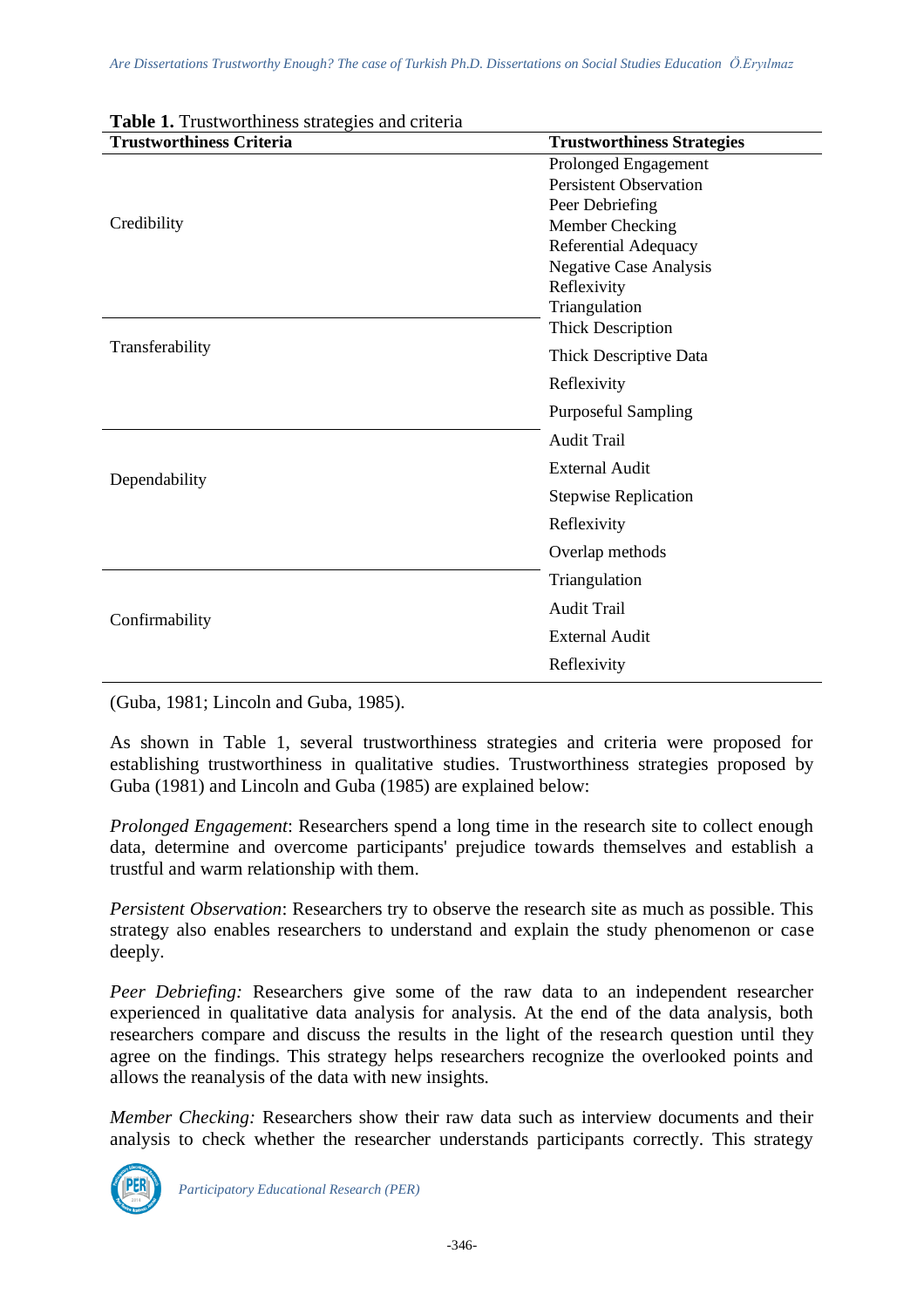**Table 1.** Trustworthiness strategies and criteria

| Trustworthiness Criteria | Trustworthiness Strategies |
|---|---|
| Credibility | Prolonged Engagement<br>Persistent Observation<br>Peer Debriefing<br>Member Checking<br>Referential Adequacy<br>Negative Case Analysis<br>Reflexivity<br>Triangulation |
| Transferability | Thick Description<br>Thick Descriptive Data<br>Reflexivity<br>Purposeful Sampling |
| Dependability | Audit Trail<br>External Audit<br>Stepwise Replication<br>Reflexivity<br>Overlap methods |
| Confirmability | Triangulation<br>Audit Trail<br>External Audit<br>Reflexivity |

(Guba, 1981; Lincoln and Guba, 1985).

As shown in Table 1, several trustworthiness strategies and criteria were proposed for establishing trustworthiness in qualitative studies. Trustworthiness strategies proposed by Guba (1981) and Lincoln and Guba (1985) are explained below:

*Prolonged Engagement*: Researchers spend a long time in the research site to collect enough data, determine and overcome participants' prejudice towards themselves and establish a trustful and warm relationship with them.

*Persistent Observation*: Researchers try to observe the research site as much as possible. This strategy also enables researchers to understand and explain the study phenomenon or case deeply.

*Peer Debriefing:* Researchers give some of the raw data to an independent researcher experienced in qualitative data analysis for analysis. At the end of the data analysis, both researchers compare and discuss the results in the light of the research question until they agree on the findings. This strategy helps researchers recognize the overlooked points and allows the reanalysis of the data with new insights.

*Member Checking:* Researchers show their raw data such as interview documents and their analysis to check whether the researcher understands participants correctly. This strategy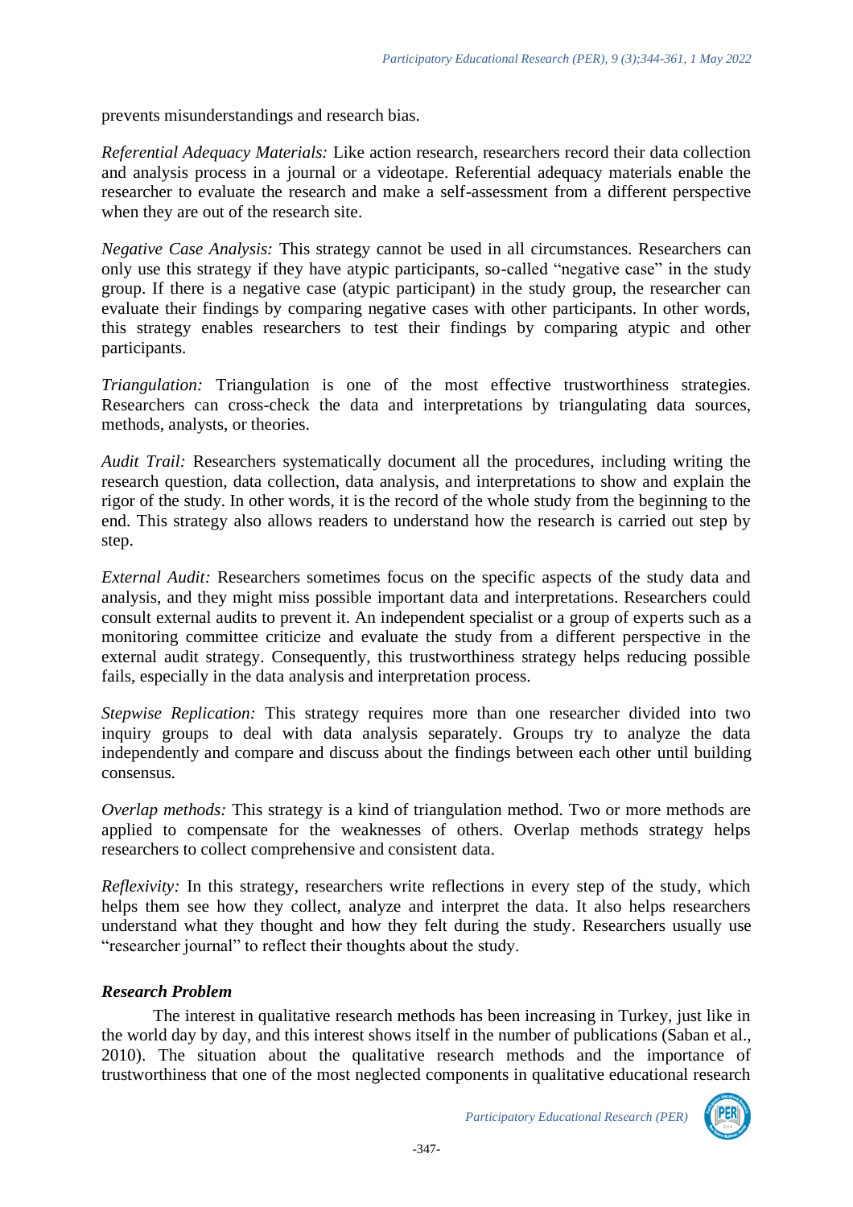prevents misunderstandings and research bias.

*Referential Adequacy Materials:* Like action research, researchers record their data collection and analysis process in a journal or a videotape. Referential adequacy materials enable the researcher to evaluate the research and make a self-assessment from a different perspective when they are out of the research site.

*Negative Case Analysis:* This strategy cannot be used in all circumstances. Researchers can only use this strategy if they have atypic participants, so-called "negative case" in the study group. If there is a negative case (atypic participant) in the study group, the researcher can evaluate their findings by comparing negative cases with other participants. In other words, this strategy enables researchers to test their findings by comparing atypic and other participants.

*Triangulation:* Triangulation is one of the most effective trustworthiness strategies. Researchers can cross-check the data and interpretations by triangulating data sources, methods, analysts, or theories.

*Audit Trail:* Researchers systematically document all the procedures, including writing the research question, data collection, data analysis, and interpretations to show and explain the rigor of the study. In other words, it is the record of the whole study from the beginning to the end. This strategy also allows readers to understand how the research is carried out step by step.

*External Audit:* Researchers sometimes focus on the specific aspects of the study data and analysis, and they might miss possible important data and interpretations. Researchers could consult external audits to prevent it. An independent specialist or a group of experts such as a monitoring committee criticize and evaluate the study from a different perspective in the external audit strategy. Consequently, this trustworthiness strategy helps reducing possible fails, especially in the data analysis and interpretation process.

*Stepwise Replication:* This strategy requires more than one researcher divided into two inquiry groups to deal with data analysis separately. Groups try to analyze the data independently and compare and discuss about the findings between each other until building consensus.

*Overlap methods:* This strategy is a kind of triangulation method. Two or more methods are applied to compensate for the weaknesses of others. Overlap methods strategy helps researchers to collect comprehensive and consistent data.

*Reflexivity:* In this strategy, researchers write reflections in every step of the study, which helps them see how they collect, analyze and interpret the data. It also helps researchers understand what they thought and how they felt during the study. Researchers usually use "researcher journal" to reflect their thoughts about the study.

### ***Research Problem***

The interest in qualitative research methods has been increasing in Turkey, just like in the world day by day, and this interest shows itself in the number of publications (Saban et al., 2010). The situation about the qualitative research methods and the importance of trustworthiness that one of the most neglected components in qualitative educational research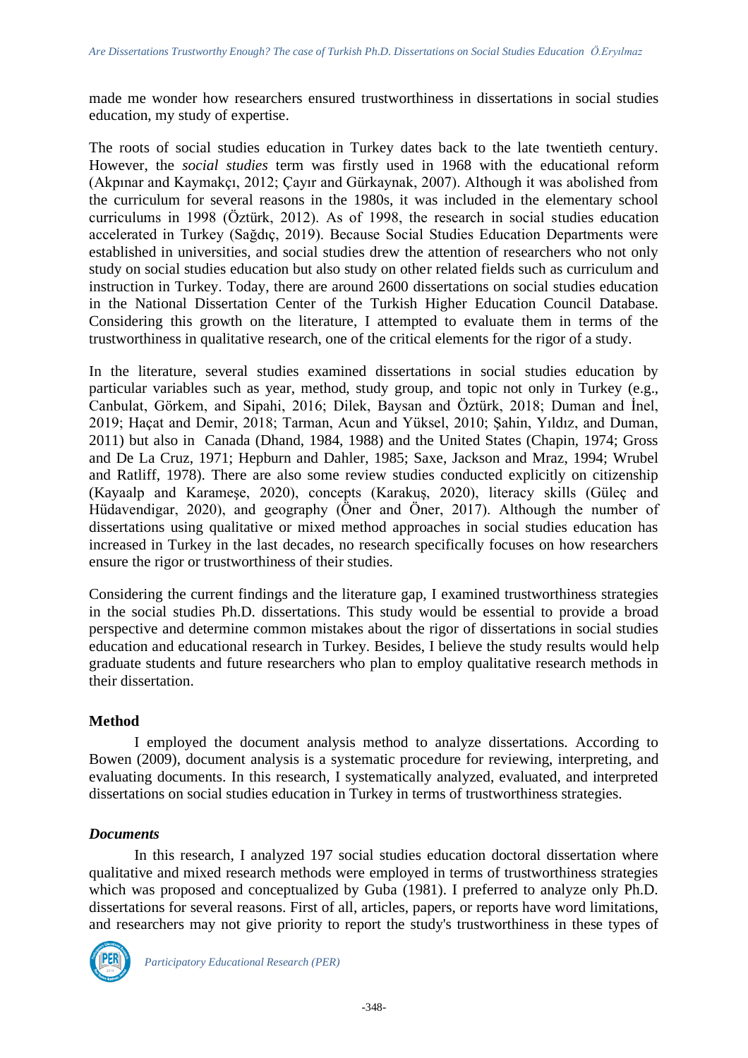made me wonder how researchers ensured trustworthiness in dissertations in social studies education, my study of expertise.

The roots of social studies education in Turkey dates back to the late twentieth century. However, the *social studies* term was firstly used in 1968 with the educational reform (Akpınar and Kaymakçı, 2012; Çayır and Gürkaynak, 2007). Although it was abolished from the curriculum for several reasons in the 1980s, it was included in the elementary school curriculums in 1998 (Öztürk, 2012). As of 1998, the research in social studies education accelerated in Turkey (Sağdıç, 2019). Because Social Studies Education Departments were established in universities, and social studies drew the attention of researchers who not only study on social studies education but also study on other related fields such as curriculum and instruction in Turkey. Today, there are around 2600 dissertations on social studies education in the National Dissertation Center of the Turkish Higher Education Council Database. Considering this growth on the literature, I attempted to evaluate them in terms of the trustworthiness in qualitative research, one of the critical elements for the rigor of a study.

In the literature, several studies examined dissertations in social studies education by particular variables such as year, method, study group, and topic not only in Turkey (e.g., Canbulat, Görkem, and Sipahi, 2016; Dilek, Baysan and Öztürk, 2018; Duman and İnel, 2019; Haçat and Demir, 2018; Tarman, Acun and Yüksel, 2010; Şahin, Yıldız, and Duman, 2011) but also in Canada (Dhand, 1984, 1988) and the United States (Chapin, 1974; Gross and De La Cruz, 1971; Hepburn and Dahler, 1985; Saxe, Jackson and Mraz, 1994; Wrubel and Ratliff, 1978). There are also some review studies conducted explicitly on citizenship (Kayaalp and Karameşe, 2020), concepts (Karakuş, 2020), literacy skills (Güleç and Hüdavendigar, 2020), and geography (Öner and Öner, 2017). Although the number of dissertations using qualitative or mixed method approaches in social studies education has increased in Turkey in the last decades, no research specifically focuses on how researchers ensure the rigor or trustworthiness of their studies.

Considering the current findings and the literature gap, I examined trustworthiness strategies in the social studies Ph.D. dissertations. This study would be essential to provide a broad perspective and determine common mistakes about the rigor of dissertations in social studies education and educational research in Turkey. Besides, I believe the study results would help graduate students and future researchers who plan to employ qualitative research methods in their dissertation.

## Method

I employed the document analysis method to analyze dissertations. According to Bowen (2009), document analysis is a systematic procedure for reviewing, interpreting, and evaluating documents. In this research, I systematically analyzed, evaluated, and interpreted dissertations on social studies education in Turkey in terms of trustworthiness strategies.

### *Documents*

In this research, I analyzed 197 social studies education doctoral dissertation where qualitative and mixed research methods were employed in terms of trustworthiness strategies which was proposed and conceptualized by Guba (1981). I preferred to analyze only Ph.D. dissertations for several reasons. First of all, articles, papers, or reports have word limitations, and researchers may not give priority to report the study's trustworthiness in these types of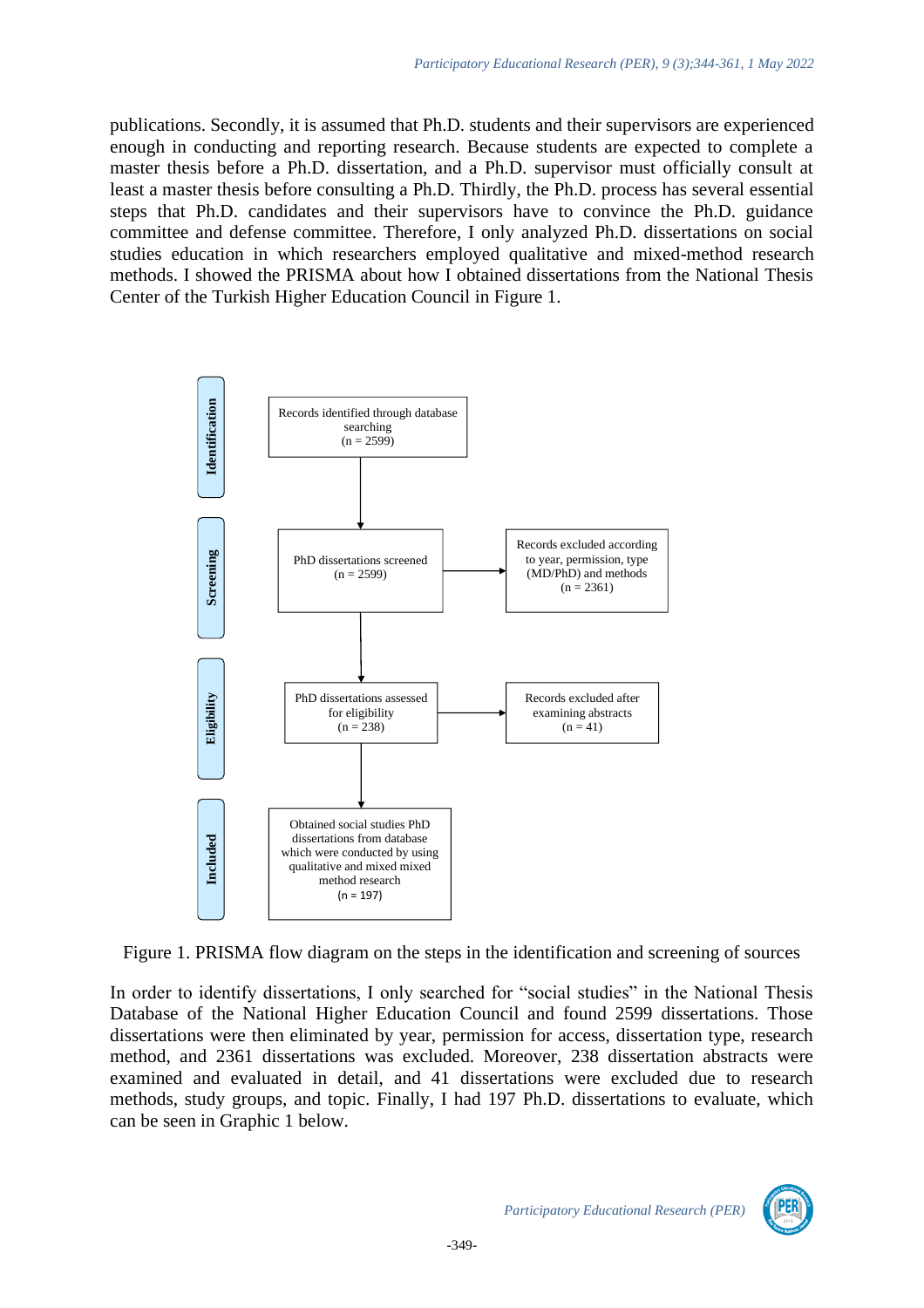publications. Secondly, it is assumed that Ph.D. students and their supervisors are experienced enough in conducting and reporting research. Because students are expected to complete a master thesis before a Ph.D. dissertation, and a Ph.D. supervisor must officially consult at least a master thesis before consulting a Ph.D. Thirdly, the Ph.D. process has several essential steps that Ph.D. candidates and their supervisors have to convince the Ph.D. guidance committee and defense committee. Therefore, I only analyzed Ph.D. dissertations on social studies education in which researchers employed qualitative and mixed-method research methods. I showed the PRISMA about how I obtained dissertations from the National Thesis Center of the Turkish Higher Education Council in Figure 1.

**Identification**

Records identified through database searching (n = 2599)

**Screening**

PhD dissertations screened (n = 2599) → Records excluded according to year, permission, type (MD/PhD) and methods (n = 2361)

**Eligibility**

PhD dissertations assessed for eligibility (n = 238) → Records excluded after examining abstracts (n = 41)

**Included**

Obtained social studies PhD dissertations from database which were conducted by using qualitative and mixed mixed method research (n = 197)

Figure 1. PRISMA flow diagram on the steps in the identification and screening of sources

In order to identify dissertations, I only searched for "social studies" in the National Thesis Database of the National Higher Education Council and found 2599 dissertations. Those dissertations were then eliminated by year, permission for access, dissertation type, research method, and 2361 dissertations was excluded. Moreover, 238 dissertation abstracts were examined and evaluated in detail, and 41 dissertations were excluded due to research methods, study groups, and topic. Finally, I had 197 Ph.D. dissertations to evaluate, which can be seen in Graphic 1 below.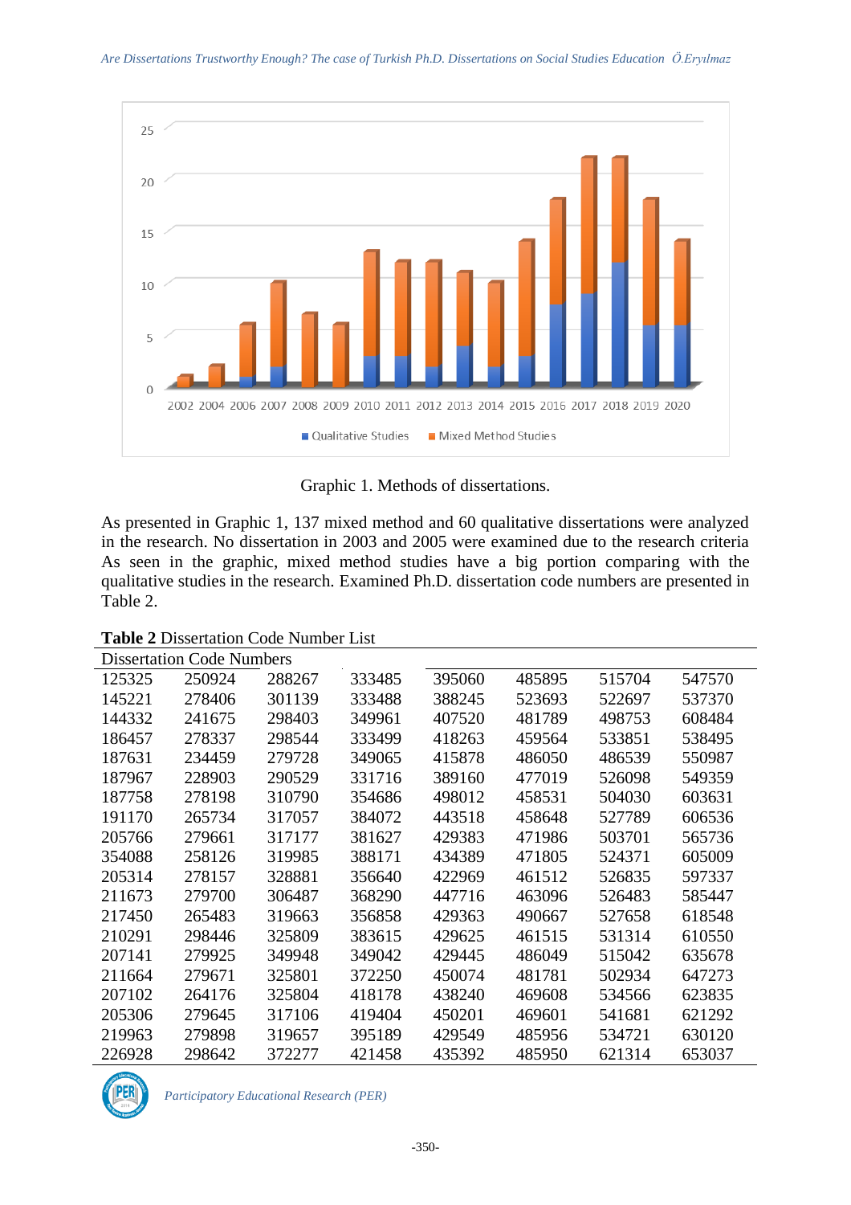Graphic 1. Methods of dissertations.

As presented in Graphic 1, 137 mixed method and 60 qualitative dissertations were analyzed in the research. No dissertation in 2003 and 2005 were examined due to the research criteria As seen in the graphic, mixed method studies have a big portion comparing with the qualitative studies in the research. Examined Ph.D. dissertation code numbers are presented in Table 2.

**Table 2** Dissertation Code Number List

| Dissertation Code Numbers | | | | | | | |
|---|---|---|---|---|---|---|---|
| 125325 | 250924 | 288267 | 333485 | 395060 | 485895 | 515704 | 547570 |
| 145221 | 278406 | 301139 | 333488 | 388245 | 523693 | 522697 | 537370 |
| 144332 | 241675 | 298403 | 349961 | 407520 | 481789 | 498753 | 608484 |
| 186457 | 278337 | 298544 | 333499 | 418263 | 459564 | 533851 | 538495 |
| 187631 | 234459 | 279728 | 349065 | 415878 | 486050 | 486539 | 550987 |
| 187967 | 228903 | 290529 | 331716 | 389160 | 477019 | 526098 | 549359 |
| 187758 | 278198 | 310790 | 354686 | 498012 | 458531 | 504030 | 603631 |
| 191170 | 265734 | 317057 | 384072 | 443518 | 458648 | 527789 | 606536 |
| 205766 | 279661 | 317177 | 381627 | 429383 | 471986 | 503701 | 565736 |
| 354088 | 258126 | 319985 | 388171 | 434389 | 471805 | 524371 | 605009 |
| 205314 | 278157 | 328881 | 356640 | 422969 | 461512 | 526835 | 597337 |
| 211673 | 279700 | 306487 | 368290 | 447716 | 463096 | 526483 | 585447 |
| 217450 | 265483 | 319663 | 356858 | 429363 | 490667 | 527658 | 618548 |
| 210291 | 298446 | 325809 | 383615 | 429625 | 461515 | 531314 | 610550 |
| 207141 | 279925 | 349948 | 349042 | 429445 | 486049 | 515042 | 635678 |
| 211664 | 279671 | 325801 | 372250 | 450074 | 481781 | 502934 | 647273 |
| 207102 | 264176 | 325804 | 418178 | 438240 | 469608 | 534566 | 623835 |
| 205306 | 279645 | 317106 | 419404 | 450201 | 469601 | 541681 | 621292 |
| 219963 | 279898 | 319657 | 395189 | 429549 | 485956 | 534721 | 630120 |
| 226928 | 298642 | 372277 | 421458 | 435392 | 485950 | 621314 | 653037 |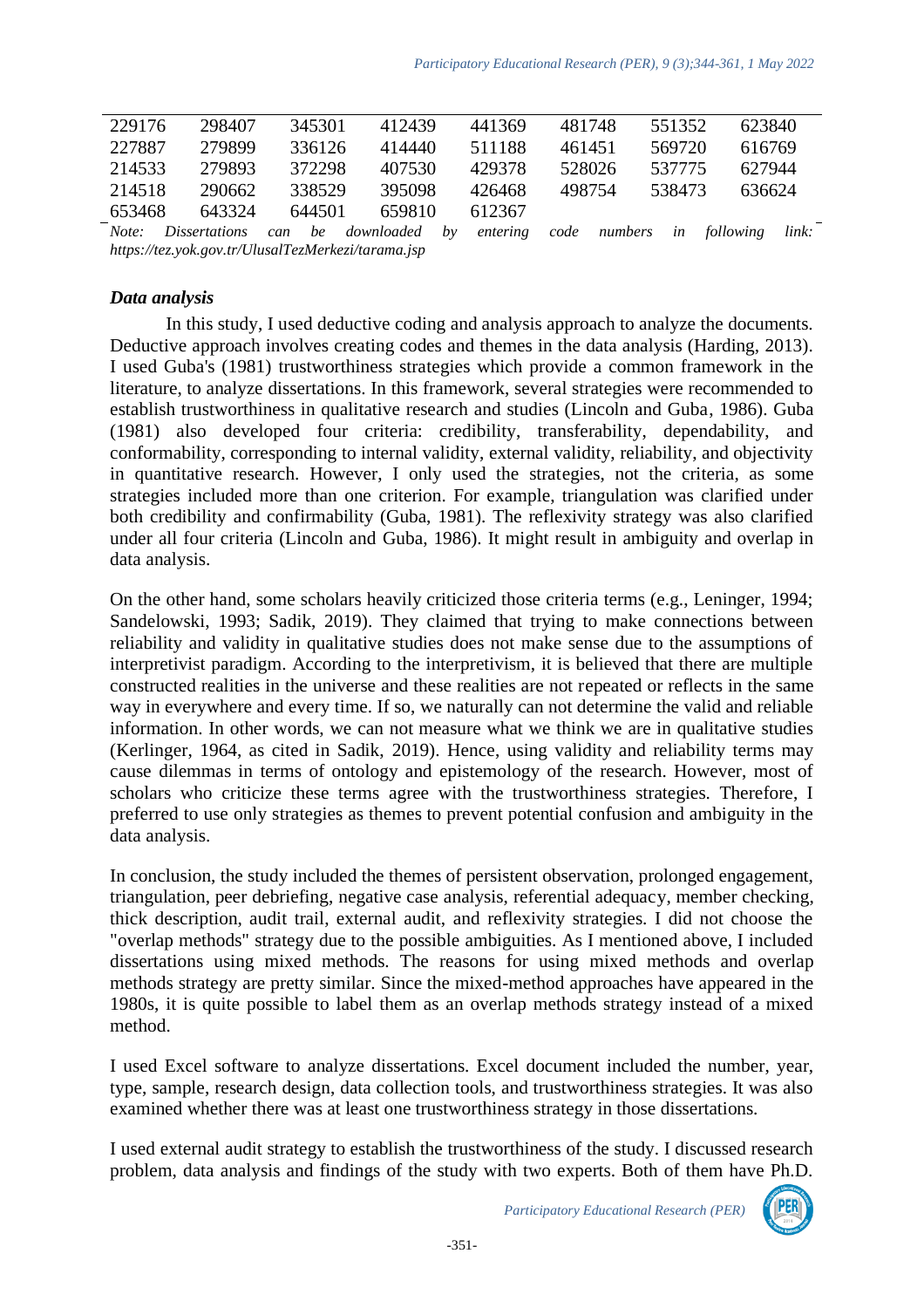| 229176 | 298407 | 345301 | 412439 | 441369 | 481748 | 551352 | 623840 |
|---|---|---|---|---|---|---|---|
| 227887 | 279899 | 336126 | 414440 | 511188 | 461451 | 569720 | 616769 |
| 214533 | 279893 | 372298 | 407530 | 429378 | 528026 | 537775 | 627944 |
| 214518 | 290662 | 338529 | 395098 | 426468 | 498754 | 538473 | 636624 |
| 653468 | 643324 | 644501 | 659810 | 612367 | | | |

*Note: Dissertations can be downloaded by entering code numbers in following link: https://tez.yok.gov.tr/UlusalTezMerkezi/tarama.jsp*

### *Data analysis*

In this study, I used deductive coding and analysis approach to analyze the documents. Deductive approach involves creating codes and themes in the data analysis (Harding, 2013). I used Guba's (1981) trustworthiness strategies which provide a common framework in the literature, to analyze dissertations. In this framework, several strategies were recommended to establish trustworthiness in qualitative research and studies (Lincoln and Guba, 1986). Guba (1981) also developed four criteria: credibility, transferability, dependability, and conformability, corresponding to internal validity, external validity, reliability, and objectivity in quantitative research. However, I only used the strategies, not the criteria, as some strategies included more than one criterion. For example, triangulation was clarified under both credibility and confirmability (Guba, 1981). The reflexivity strategy was also clarified under all four criteria (Lincoln and Guba, 1986). It might result in ambiguity and overlap in data analysis.

On the other hand, some scholars heavily criticized those criteria terms (e.g., Leninger, 1994; Sandelowski, 1993; Sadik, 2019). They claimed that trying to make connections between reliability and validity in qualitative studies does not make sense due to the assumptions of interpretivist paradigm. According to the interpretivism, it is believed that there are multiple constructed realities in the universe and these realities are not repeated or reflects in the same way in everywhere and every time. If so, we naturally can not determine the valid and reliable information. In other words, we can not measure what we think we are in qualitative studies (Kerlinger, 1964, as cited in Sadik, 2019). Hence, using validity and reliability terms may cause dilemmas in terms of ontology and epistemology of the research. However, most of scholars who criticize these terms agree with the trustworthiness strategies. Therefore, I preferred to use only strategies as themes to prevent potential confusion and ambiguity in the data analysis.

In conclusion, the study included the themes of persistent observation, prolonged engagement, triangulation, peer debriefing, negative case analysis, referential adequacy, member checking, thick description, audit trail, external audit, and reflexivity strategies. I did not choose the "overlap methods" strategy due to the possible ambiguities. As I mentioned above, I included dissertations using mixed methods. The reasons for using mixed methods and overlap methods strategy are pretty similar. Since the mixed-method approaches have appeared in the 1980s, it is quite possible to label them as an overlap methods strategy instead of a mixed method.

I used Excel software to analyze dissertations. Excel document included the number, year, type, sample, research design, data collection tools, and trustworthiness strategies. It was also examined whether there was at least one trustworthiness strategy in those dissertations.

I used external audit strategy to establish the trustworthiness of the study. I discussed research problem, data analysis and findings of the study with two experts. Both of them have Ph.D.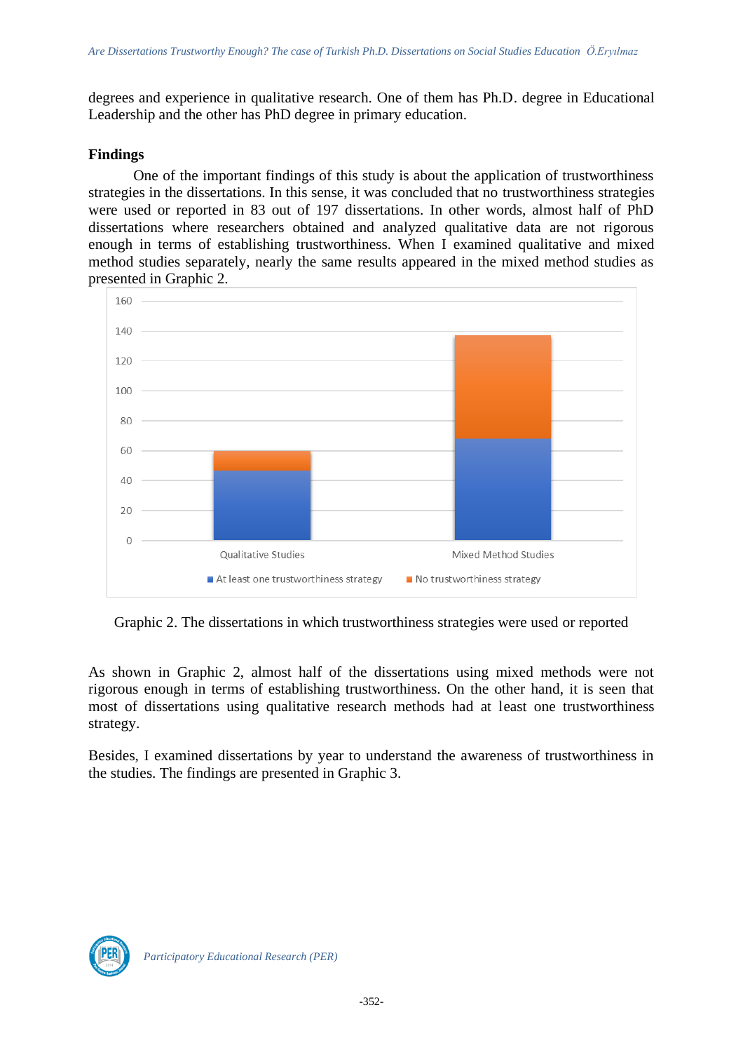degrees and experience in qualitative research. One of them has Ph.D. degree in Educational Leadership and the other has PhD degree in primary education.

## Findings

One of the important findings of this study is about the application of trustworthiness strategies in the dissertations. In this sense, it was concluded that no trustworthiness strategies were used or reported in 83 out of 197 dissertations. In other words, almost half of PhD dissertations where researchers obtained and analyzed qualitative data are not rigorous enough in terms of establishing trustworthiness. When I examined qualitative and mixed method studies separately, nearly the same results appeared in the mixed method studies as presented in Graphic 2.

Graphic 2. The dissertations in which trustworthiness strategies were used or reported

As shown in Graphic 2, almost half of the dissertations using mixed methods were not rigorous enough in terms of establishing trustworthiness. On the other hand, it is seen that most of dissertations using qualitative research methods had at least one trustworthiness strategy.

Besides, I examined dissertations by year to understand the awareness of trustworthiness in the studies. The findings are presented in Graphic 3.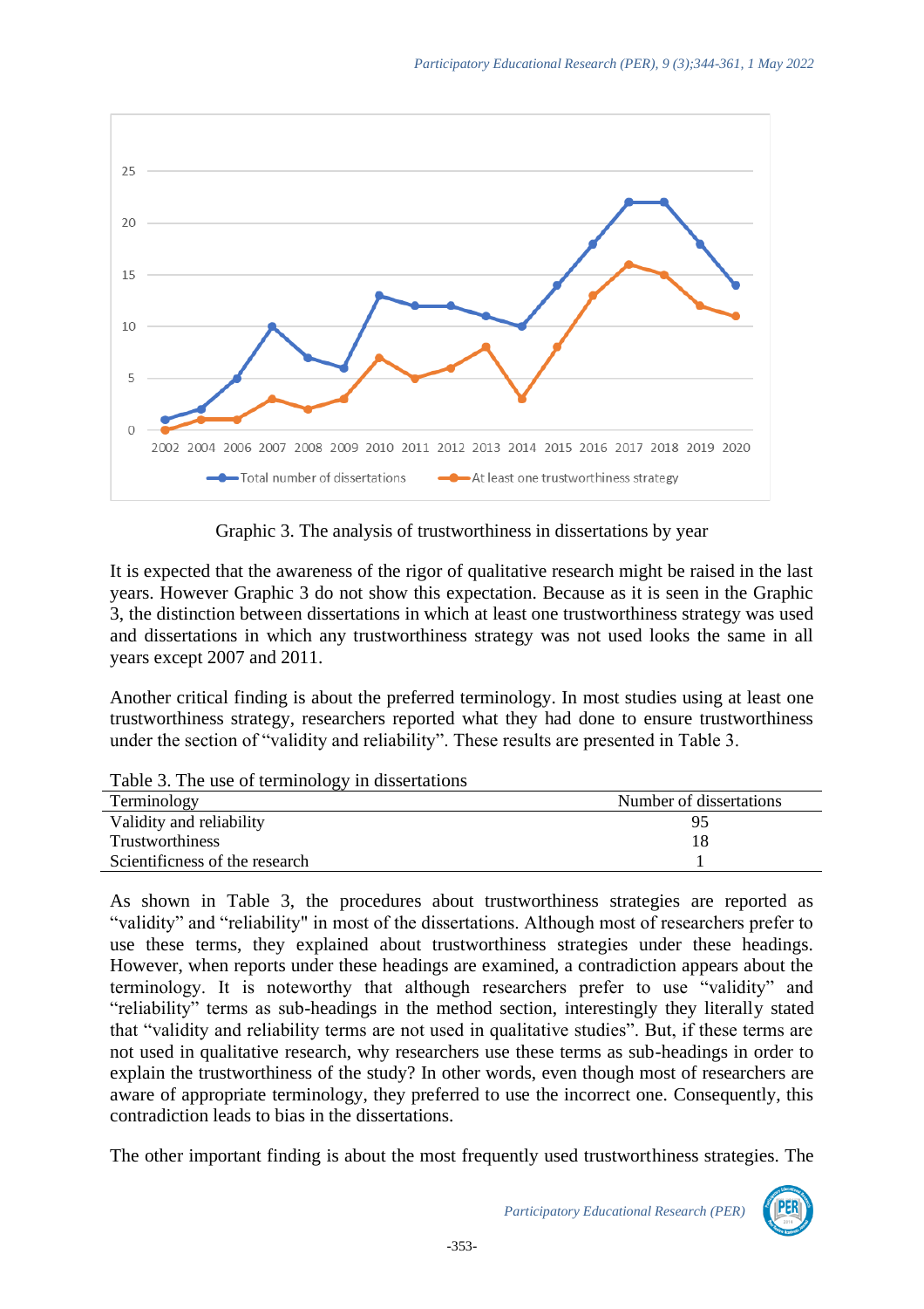Graphic 3. The analysis of trustworthiness in dissertations by year

It is expected that the awareness of the rigor of qualitative research might be raised in the last years. However Graphic 3 do not show this expectation. Because as it is seen in the Graphic 3, the distinction between dissertations in which at least one trustworthiness strategy was used and dissertations in which any trustworthiness strategy was not used looks the same in all years except 2007 and 2011.

Another critical finding is about the preferred terminology. In most studies using at least one trustworthiness strategy, researchers reported what they had done to ensure trustworthiness under the section of "validity and reliability". These results are presented in Table 3.

Table 3. The use of terminology in dissertations

| Terminology | Number of dissertations |
| --- | --- |
| Validity and reliability | 95 |
| Trustworthiness | 18 |
| Scientificness of the research | 1 |

As shown in Table 3, the procedures about trustworthiness strategies are reported as "validity" and "reliability" in most of the dissertations. Although most of researchers prefer to use these terms, they explained about trustworthiness strategies under these headings. However, when reports under these headings are examined, a contradiction appears about the terminology. It is noteworthy that although researchers prefer to use "validity" and "reliability" terms as sub-headings in the method section, interestingly they literally stated that "validity and reliability terms are not used in qualitative studies". But, if these terms are not used in qualitative research, why researchers use these terms as sub-headings in order to explain the trustworthiness of the study? In other words, even though most of researchers are aware of appropriate terminology, they preferred to use the incorrect one. Consequently, this contradiction leads to bias in the dissertations.

The other important finding is about the most frequently used trustworthiness strategies. The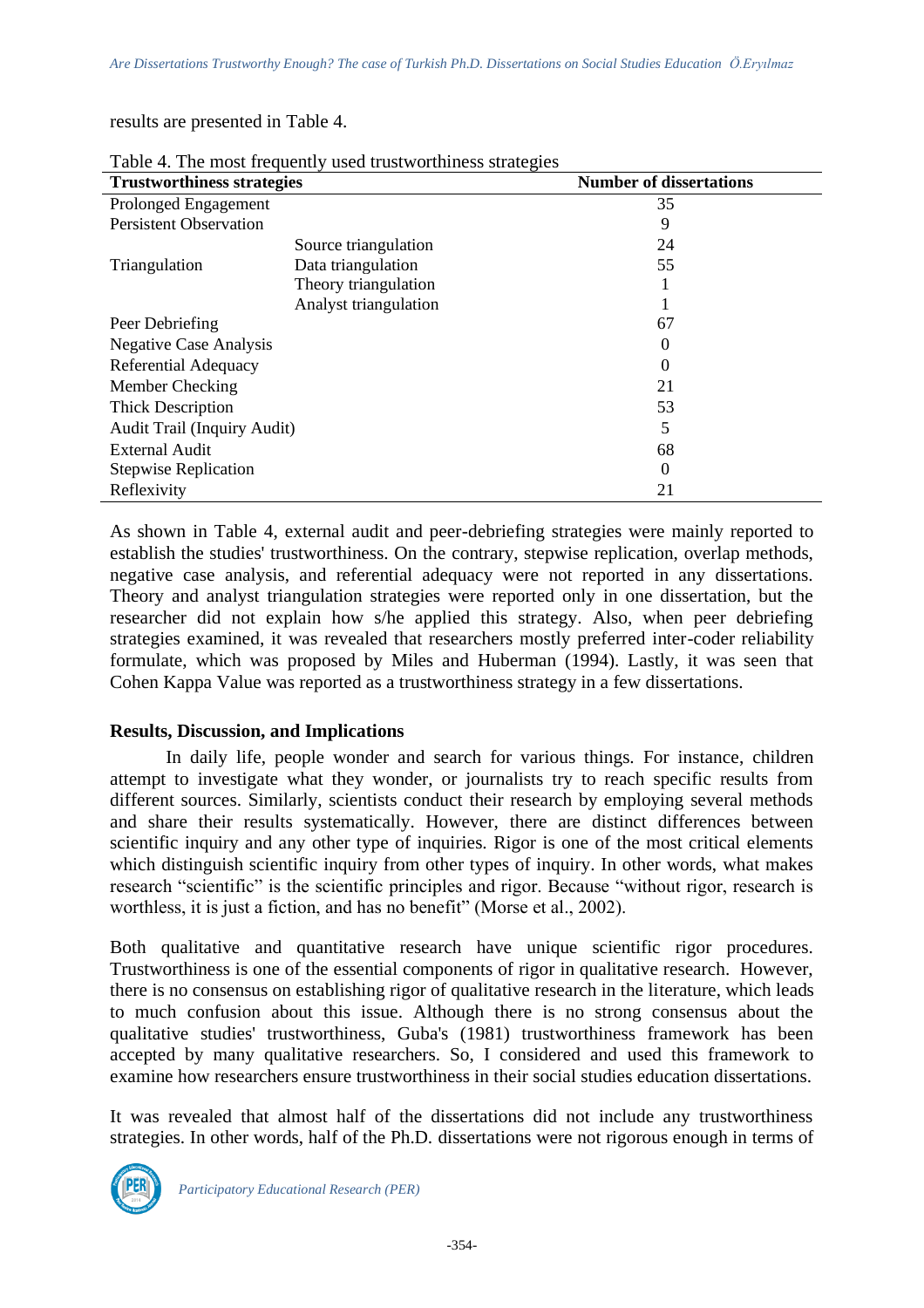results are presented in Table 4.

Table 4. The most frequently used trustworthiness strategies

| Trustworthiness strategies | | Number of dissertations |
|---|---|---|
| Prolonged Engagement | | 35 |
| Persistent Observation | | 9 |
| Triangulation | Source triangulation | 24 |
| | Data triangulation | 55 |
| | Theory triangulation | 1 |
| | Analyst triangulation | 1 |
| Peer Debriefing | | 67 |
| Negative Case Analysis | | 0 |
| Referential Adequacy | | 0 |
| Member Checking | | 21 |
| Thick Description | | 53 |
| Audit Trail (Inquiry Audit) | | 5 |
| External Audit | | 68 |
| Stepwise Replication | | 0 |
| Reflexivity | | 21 |

As shown in Table 4, external audit and peer-debriefing strategies were mainly reported to establish the studies' trustworthiness. On the contrary, stepwise replication, overlap methods, negative case analysis, and referential adequacy were not reported in any dissertations. Theory and analyst triangulation strategies were reported only in one dissertation, but the researcher did not explain how s/he applied this strategy. Also, when peer debriefing strategies examined, it was revealed that researchers mostly preferred inter-coder reliability formulate, which was proposed by Miles and Huberman (1994). Lastly, it was seen that Cohen Kappa Value was reported as a trustworthiness strategy in a few dissertations.

## Results, Discussion, and Implications

In daily life, people wonder and search for various things. For instance, children attempt to investigate what they wonder, or journalists try to reach specific results from different sources. Similarly, scientists conduct their research by employing several methods and share their results systematically. However, there are distinct differences between scientific inquiry and any other type of inquiries. Rigor is one of the most critical elements which distinguish scientific inquiry from other types of inquiry. In other words, what makes research "scientific" is the scientific principles and rigor. Because "without rigor, research is worthless, it is just a fiction, and has no benefit" (Morse et al., 2002).

Both qualitative and quantitative research have unique scientific rigor procedures. Trustworthiness is one of the essential components of rigor in qualitative research. However, there is no consensus on establishing rigor of qualitative research in the literature, which leads to much confusion about this issue. Although there is no strong consensus about the qualitative studies' trustworthiness, Guba's (1981) trustworthiness framework has been accepted by many qualitative researchers. So, I considered and used this framework to examine how researchers ensure trustworthiness in their social studies education dissertations.

It was revealed that almost half of the dissertations did not include any trustworthiness strategies. In other words, half of the Ph.D. dissertations were not rigorous enough in terms of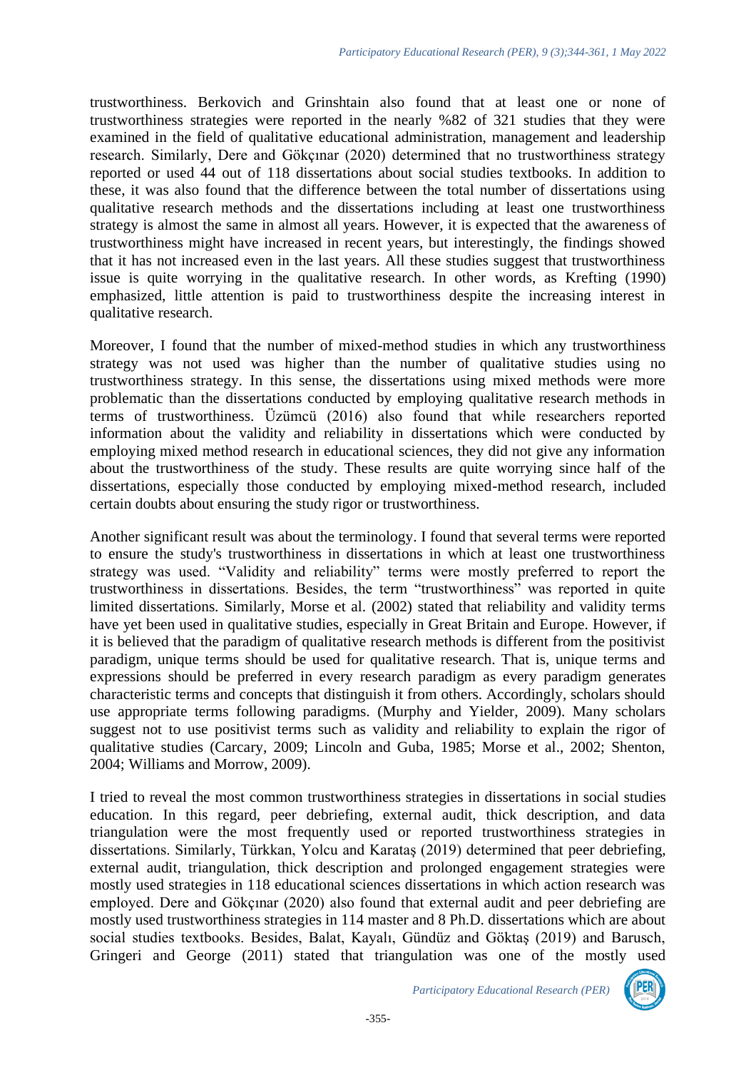trustworthiness. Berkovich and Grinshtain also found that at least one or none of trustworthiness strategies were reported in the nearly %82 of 321 studies that they were examined in the field of qualitative educational administration, management and leadership research. Similarly, Dere and Gökçınar (2020) determined that no trustworthiness strategy reported or used 44 out of 118 dissertations about social studies textbooks. In addition to these, it was also found that the difference between the total number of dissertations using qualitative research methods and the dissertations including at least one trustworthiness strategy is almost the same in almost all years. However, it is expected that the awareness of trustworthiness might have increased in recent years, but interestingly, the findings showed that it has not increased even in the last years. All these studies suggest that trustworthiness issue is quite worrying in the qualitative research. In other words, as Krefting (1990) emphasized, little attention is paid to trustworthiness despite the increasing interest in qualitative research.

Moreover, I found that the number of mixed-method studies in which any trustworthiness strategy was not used was higher than the number of qualitative studies using no trustworthiness strategy. In this sense, the dissertations using mixed methods were more problematic than the dissertations conducted by employing qualitative research methods in terms of trustworthiness. Üzümcü (2016) also found that while researchers reported information about the validity and reliability in dissertations which were conducted by employing mixed method research in educational sciences, they did not give any information about the trustworthiness of the study. These results are quite worrying since half of the dissertations, especially those conducted by employing mixed-method research, included certain doubts about ensuring the study rigor or trustworthiness.

Another significant result was about the terminology. I found that several terms were reported to ensure the study's trustworthiness in dissertations in which at least one trustworthiness strategy was used. "Validity and reliability" terms were mostly preferred to report the trustworthiness in dissertations. Besides, the term "trustworthiness" was reported in quite limited dissertations. Similarly, Morse et al. (2002) stated that reliability and validity terms have yet been used in qualitative studies, especially in Great Britain and Europe. However, if it is believed that the paradigm of qualitative research methods is different from the positivist paradigm, unique terms should be used for qualitative research. That is, unique terms and expressions should be preferred in every research paradigm as every paradigm generates characteristic terms and concepts that distinguish it from others. Accordingly, scholars should use appropriate terms following paradigms. (Murphy and Yielder, 2009). Many scholars suggest not to use positivist terms such as validity and reliability to explain the rigor of qualitative studies (Carcary, 2009; Lincoln and Guba, 1985; Morse et al., 2002; Shenton, 2004; Williams and Morrow, 2009).

I tried to reveal the most common trustworthiness strategies in dissertations in social studies education. In this regard, peer debriefing, external audit, thick description, and data triangulation were the most frequently used or reported trustworthiness strategies in dissertations. Similarly, Türkkan, Yolcu and Karataş (2019) determined that peer debriefing, external audit, triangulation, thick description and prolonged engagement strategies were mostly used strategies in 118 educational sciences dissertations in which action research was employed. Dere and Gökçınar (2020) also found that external audit and peer debriefing are mostly used trustworthiness strategies in 114 master and 8 Ph.D. dissertations which are about social studies textbooks. Besides, Balat, Kayalı, Gündüz and Göktaş (2019) and Barusch, Gringeri and George (2011) stated that triangulation was one of the mostly used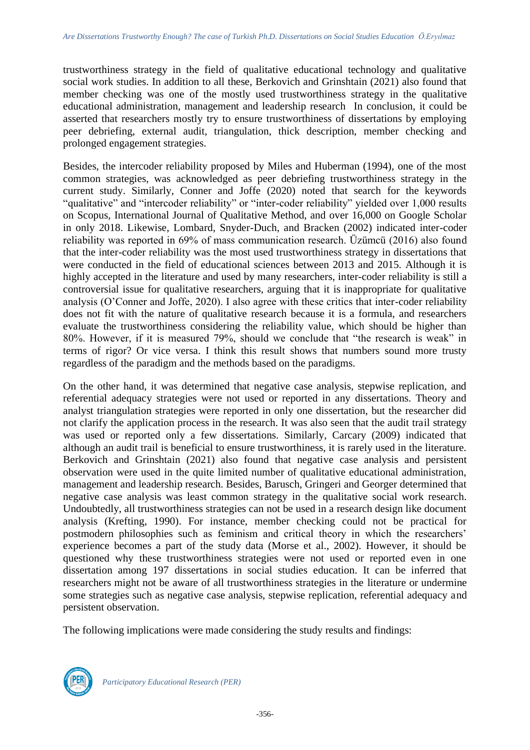trustworthiness strategy in the field of qualitative educational technology and qualitative social work studies. In addition to all these, Berkovich and Grinshtain (2021) also found that member checking was one of the mostly used trustworthiness strategy in the qualitative educational administration, management and leadership research In conclusion, it could be asserted that researchers mostly try to ensure trustworthiness of dissertations by employing peer debriefing, external audit, triangulation, thick description, member checking and prolonged engagement strategies.

Besides, the intercoder reliability proposed by Miles and Huberman (1994), one of the most common strategies, was acknowledged as peer debriefing trustworthiness strategy in the current study. Similarly, Conner and Joffe (2020) noted that search for the keywords "qualitative" and "intercoder reliability" or "inter-coder reliability" yielded over 1,000 results on Scopus, International Journal of Qualitative Method, and over 16,000 on Google Scholar in only 2018. Likewise, Lombard, Snyder-Duch, and Bracken (2002) indicated inter-coder reliability was reported in 69% of mass communication research. Üzümcü (2016) also found that the inter-coder reliability was the most used trustworthiness strategy in dissertations that were conducted in the field of educational sciences between 2013 and 2015. Although it is highly accepted in the literature and used by many researchers, inter-coder reliability is still a controversial issue for qualitative researchers, arguing that it is inappropriate for qualitative analysis (O'Conner and Joffe, 2020). I also agree with these critics that inter-coder reliability does not fit with the nature of qualitative research because it is a formula, and researchers evaluate the trustworthiness considering the reliability value, which should be higher than 80%. However, if it is measured 79%, should we conclude that "the research is weak" in terms of rigor? Or vice versa. I think this result shows that numbers sound more trusty regardless of the paradigm and the methods based on the paradigms.

On the other hand, it was determined that negative case analysis, stepwise replication, and referential adequacy strategies were not used or reported in any dissertations. Theory and analyst triangulation strategies were reported in only one dissertation, but the researcher did not clarify the application process in the research. It was also seen that the audit trail strategy was used or reported only a few dissertations. Similarly, Carcary (2009) indicated that although an audit trail is beneficial to ensure trustworthiness, it is rarely used in the literature. Berkovich and Grinshtain (2021) also found that negative case analysis and persistent observation were used in the quite limited number of qualitative educational administration, management and leadership research. Besides, Barusch, Gringeri and Georger determined that negative case analysis was least common strategy in the qualitative social work research. Undoubtedly, all trustworthiness strategies can not be used in a research design like document analysis (Krefting, 1990). For instance, member checking could not be practical for postmodern philosophies such as feminism and critical theory in which the researchers' experience becomes a part of the study data (Morse et al., 2002). However, it should be questioned why these trustworthiness strategies were not used or reported even in one dissertation among 197 dissertations in social studies education. It can be inferred that researchers might not be aware of all trustworthiness strategies in the literature or undermine some strategies such as negative case analysis, stepwise replication, referential adequacy and persistent observation.

The following implications were made considering the study results and findings: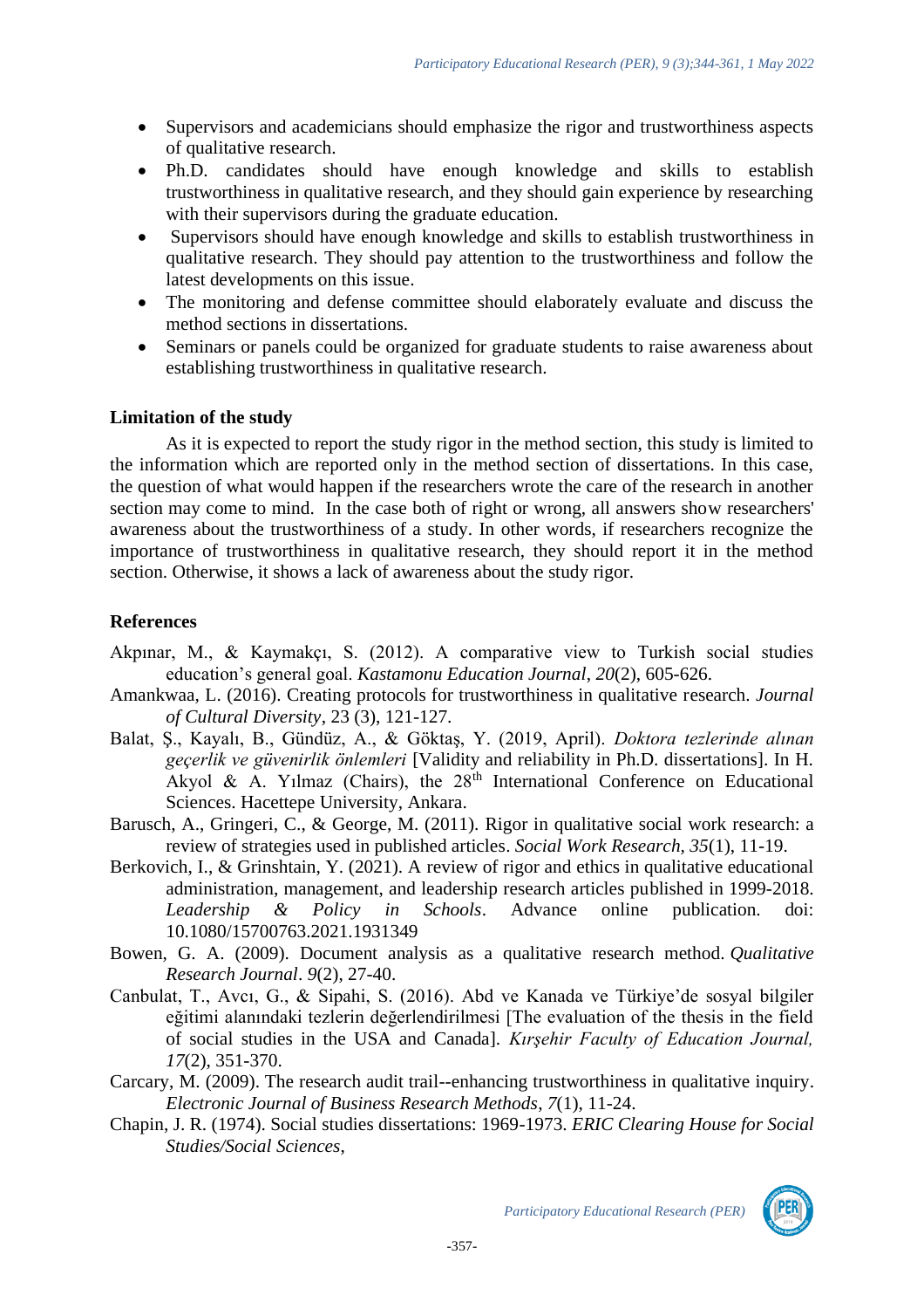- Supervisors and academicians should emphasize the rigor and trustworthiness aspects of qualitative research.
- Ph.D. candidates should have enough knowledge and skills to establish trustworthiness in qualitative research, and they should gain experience by researching with their supervisors during the graduate education.
- Supervisors should have enough knowledge and skills to establish trustworthiness in qualitative research. They should pay attention to the trustworthiness and follow the latest developments on this issue.
- The monitoring and defense committee should elaborately evaluate and discuss the method sections in dissertations.
- Seminars or panels could be organized for graduate students to raise awareness about establishing trustworthiness in qualitative research.

### Limitation of the study

As it is expected to report the study rigor in the method section, this study is limited to the information which are reported only in the method section of dissertations. In this case, the question of what would happen if the researchers wrote the care of the research in another section may come to mind. In the case both of right or wrong, all answers show researchers' awareness about the trustworthiness of a study. In other words, if researchers recognize the importance of trustworthiness in qualitative research, they should report it in the method section. Otherwise, it shows a lack of awareness about the study rigor.

### References

Akpınar, M., & Kaymakçı, S. (2012). A comparative view to Turkish social studies education's general goal. *Kastamonu Education Journal*, *20*(2), 605-626.

Amankwaa, L. (2016). Creating protocols for trustworthiness in qualitative research. *Journal of Cultural Diversity*, 23 (3), 121-127.

Balat, Ş., Kayalı, B., Gündüz, A., & Göktaş, Y. (2019, April). *Doktora tezlerinde alınan geçerlik ve güvenirlik önlemleri* [Validity and reliability in Ph.D. dissertations]. In H. Akyol & A. Yılmaz (Chairs), the 28th International Conference on Educational Sciences. Hacettepe University, Ankara.

Barusch, A., Gringeri, C., & George, M. (2011). Rigor in qualitative social work research: a review of strategies used in published articles. *Social Work Research*, *35*(1), 11-19.

Berkovich, I., & Grinshtain, Y. (2021). A review of rigor and ethics in qualitative educational administration, management, and leadership research articles published in 1999-2018. *Leadership & Policy in Schools*. Advance online publication. doi: 10.1080/15700763.2021.1931349

Bowen, G. A. (2009). Document analysis as a qualitative research method. *Qualitative Research Journal*. *9*(2), 27-40.

Canbulat, T., Avcı, G., & Sipahi, S. (2016). Abd ve Kanada ve Türkiye'de sosyal bilgiler eğitimi alanındaki tezlerin değerlendirilmesi [The evaluation of the thesis in the field of social studies in the USA and Canada]. *Kırşehir Faculty of Education Journal, 17*(2), 351-370.

Carcary, M. (2009). The research audit trail--enhancing trustworthiness in qualitative inquiry. *Electronic Journal of Business Research Methods*, *7*(1), 11-24.

Chapin, J. R. (1974). Social studies dissertations: 1969-1973. *ERIC Clearing House for Social Studies/Social Sciences*,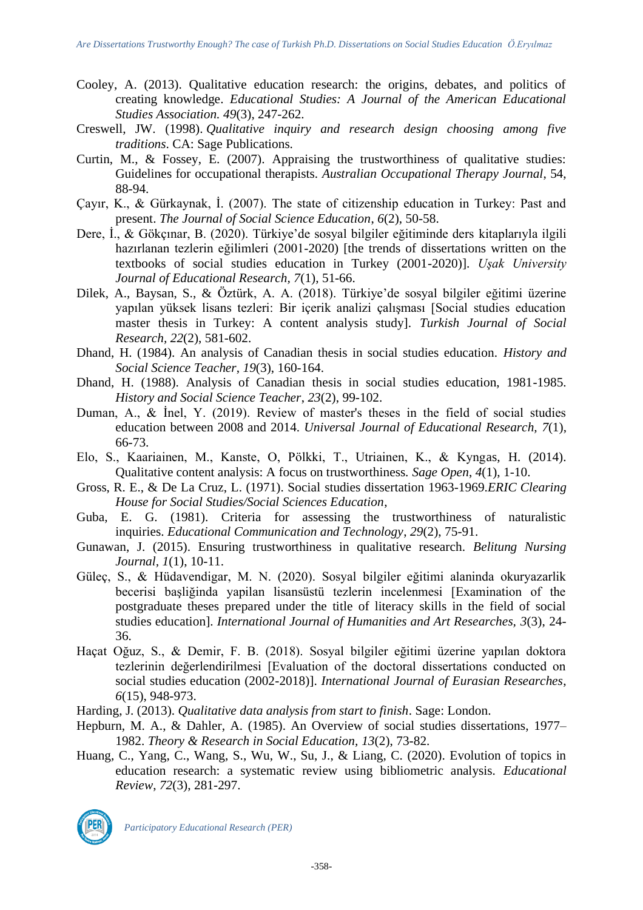Cooley, A. (2013). Qualitative education research: the origins, debates, and politics of creating knowledge. *Educational Studies: A Journal of the American Educational Studies Association. 49*(3), 247-262.

Creswell, JW. (1998). *Qualitative inquiry and research design choosing among five traditions*. CA: Sage Publications.

Curtin, M., & Fossey, E. (2007). Appraising the trustworthiness of qualitative studies: Guidelines for occupational therapists. *Australian Occupational Therapy Journal*, 54, 88-94.

Çayır, K., & Gürkaynak, İ. (2007). The state of citizenship education in Turkey: Past and present. *The Journal of Social Science Education*, *6*(2), 50-58.

Dere, İ., & Gökçınar, B. (2020). Türkiye'de sosyal bilgiler eğitiminde ders kitaplarıyla ilgili hazırlanan tezlerin eğilimleri (2001-2020) [the trends of dissertations written on the textbooks of social studies education in Turkey (2001-2020)]. *Uşak University Journal of Educational Research*, *7*(1), 51-66.

Dilek, A., Baysan, S., & Öztürk, A. A. (2018). Türkiye'de sosyal bilgiler eğitimi üzerine yapılan yüksek lisans tezleri: Bir içerik analizi çalışması [Social studies education master thesis in Turkey: A content analysis study]. *Turkish Journal of Social Research, 22*(2), 581-602.

Dhand, H. (1984). An analysis of Canadian thesis in social studies education. *History and Social Science Teacher*, *19*(3), 160-164.

Dhand, H. (1988). Analysis of Canadian thesis in social studies education, 1981-1985. *History and Social Science Teacher*, *23*(2), 99-102.

Duman, A., & İnel, Y. (2019). Review of master's theses in the field of social studies education between 2008 and 2014. *Universal Journal of Educational Research, 7*(1), 66-73.

Elo, S., Kaariainen, M., Kanste, O, Pölkki, T., Utriainen, K., & Kyngas, H. (2014). Qualitative content analysis: A focus on trustworthiness. *Sage Open*, *4*(1), 1-10.

Gross, R. E., & De La Cruz, L. (1971). Social studies dissertation 1963-1969.*ERIC Clearing House for Social Studies/Social Sciences Education*,

Guba, E. G. (1981). Criteria for assessing the trustworthiness of naturalistic inquiries. *Educational Communication and Technology*, *29*(2), 75-91.

Gunawan, J. (2015). Ensuring trustworthiness in qualitative research. *Belitung Nursing Journal*, *1*(1), 10-11.

Güleç, S., & Hüdavendigar, M. N. (2020). Sosyal bilgiler eğitimi alaninda okuryazarlik becerisi başliğinda yapilan lisansüstü tezlerin incelenmesi [Examination of the postgraduate theses prepared under the title of literacy skills in the field of social studies education]. *International Journal of Humanities and Art Researches, 3*(3), 24-36.

Haçat Oğuz, S., & Demir, F. B. (2018). Sosyal bilgiler eğitimi üzerine yapılan doktora tezlerinin değerlendirilmesi [Evaluation of the doctoral dissertations conducted on social studies education (2002-2018)]. *International Journal of Eurasian Researches*, *6*(15), 948-973.

Harding, J. (2013). *Qualitative data analysis from start to finish*. Sage: London.

Hepburn, M. A., & Dahler, A. (1985). An Overview of social studies dissertations, 1977–1982. *Theory & Research in Social Education, 13*(2), 73-82.

Huang, C., Yang, C., Wang, S., Wu, W., Su, J., & Liang, C. (2020). Evolution of topics in education research: a systematic review using bibliometric analysis. *Educational Review*, *72*(3), 281-297.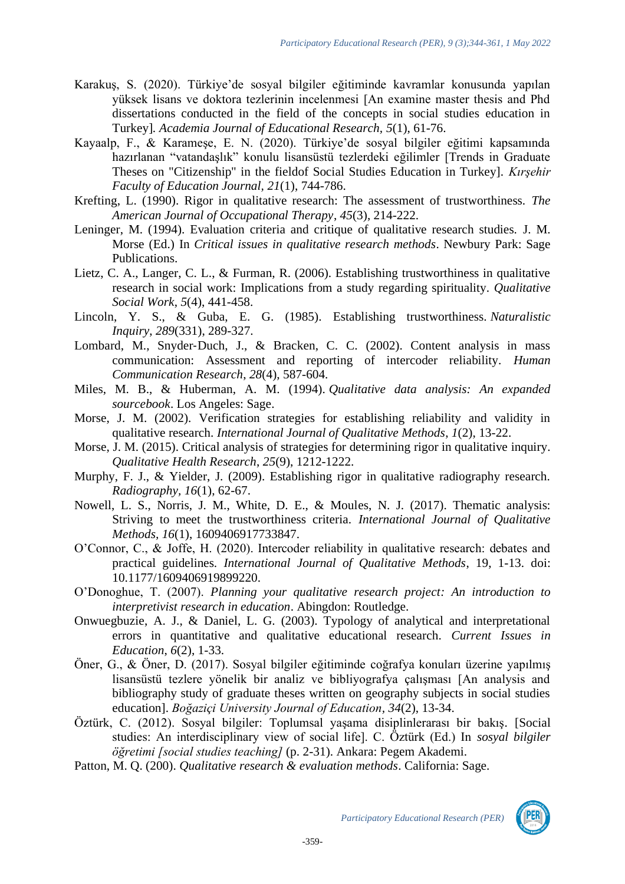Karakuş, S. (2020). Türkiye'de sosyal bilgiler eğitiminde kavramlar konusunda yapılan yüksek lisans ve doktora tezlerinin incelenmesi [An examine master thesis and Phd dissertations conducted in the field of the concepts in social studies education in Turkey]. *Academia Journal of Educational Research, 5*(1), 61-76.

Kayaalp, F., & Karameşe, E. N. (2020). Türkiye'de sosyal bilgiler eğitimi kapsamında hazırlanan "vatandaşlık" konulu lisansüstü tezlerdeki eğilimler [Trends in Graduate Theses on "Citizenship" in the fieldof Social Studies Education in Turkey]. *Kırşehir Faculty of Education Journal*, *21*(1), 744-786.

Krefting, L. (1990). Rigor in qualitative research: The assessment of trustworthiness. *The American Journal of Occupational Therapy*, *45*(3), 214-222.

Leninger, M. (1994). Evaluation criteria and critique of qualitative research studies. J. M. Morse (Ed.) In *Critical issues in qualitative research methods*. Newbury Park: Sage Publications.

Lietz, C. A., Langer, C. L., & Furman, R. (2006). Establishing trustworthiness in qualitative research in social work: Implications from a study regarding spirituality. *Qualitative Social Work*, *5*(4), 441-458.

Lincoln, Y. S., & Guba, E. G. (1985). Establishing trustworthiness. *Naturalistic Inquiry*, *289*(331), 289-327.

Lombard, M., Snyder‐Duch, J., & Bracken, C. C. (2002). Content analysis in mass communication: Assessment and reporting of intercoder reliability. *Human Communication Research*, *28*(4), 587-604.

Miles, M. B., & Huberman, A. M. (1994). *Qualitative data analysis: An expanded sourcebook*. Los Angeles: Sage.

Morse, J. M. (2002). Verification strategies for establishing reliability and validity in qualitative research. *International Journal of Qualitative Methods*, *1*(2), 13-22.

Morse, J. M. (2015). Critical analysis of strategies for determining rigor in qualitative inquiry. *Qualitative Health Research*, *25*(9), 1212-1222.

Murphy, F. J., & Yielder, J. (2009). Establishing rigor in qualitative radiography research. *Radiography, 16*(1), 62-67.

Nowell, L. S., Norris, J. M., White, D. E., & Moules, N. J. (2017). Thematic analysis: Striving to meet the trustworthiness criteria. *International Journal of Qualitative Methods, 16*(1), 1609406917733847.

O'Connor, C., & Joffe, H. (2020). Intercoder reliability in qualitative research: debates and practical guidelines. *International Journal of Qualitative Methods*, 19, 1-13. doi: 10.1177/1609406919899220.

O'Donoghue, T. (2007). *Planning your qualitative research project: An introduction to interpretivist research in education*. Abingdon: Routledge.

Onwuegbuzie, A. J., & Daniel, L. G. (2003). Typology of analytical and interpretational errors in quantitative and qualitative educational research. *Current Issues in Education*, *6*(2), 1-33.

Öner, G., & Öner, D. (2017). Sosyal bilgiler eğitiminde coğrafya konuları üzerine yapılmış lisansüstü tezlere yönelik bir analiz ve bibliyografya çalışması [An analysis and bibliography study of graduate theses written on geography subjects in social studies education]. *Boğaziçi University Journal of Education*, *34*(2), 13-34.

Öztürk, C. (2012). Sosyal bilgiler: Toplumsal yaşama disiplinlerarası bir bakış. [Social studies: An interdisciplinary view of social life]. C. Öztürk (Ed.) In *sosyal bilgiler öğretimi [social studies teaching]* (p. 2-31). Ankara: Pegem Akademi.

Patton, M. Q. (200). *Qualitative research & evaluation methods*. California: Sage.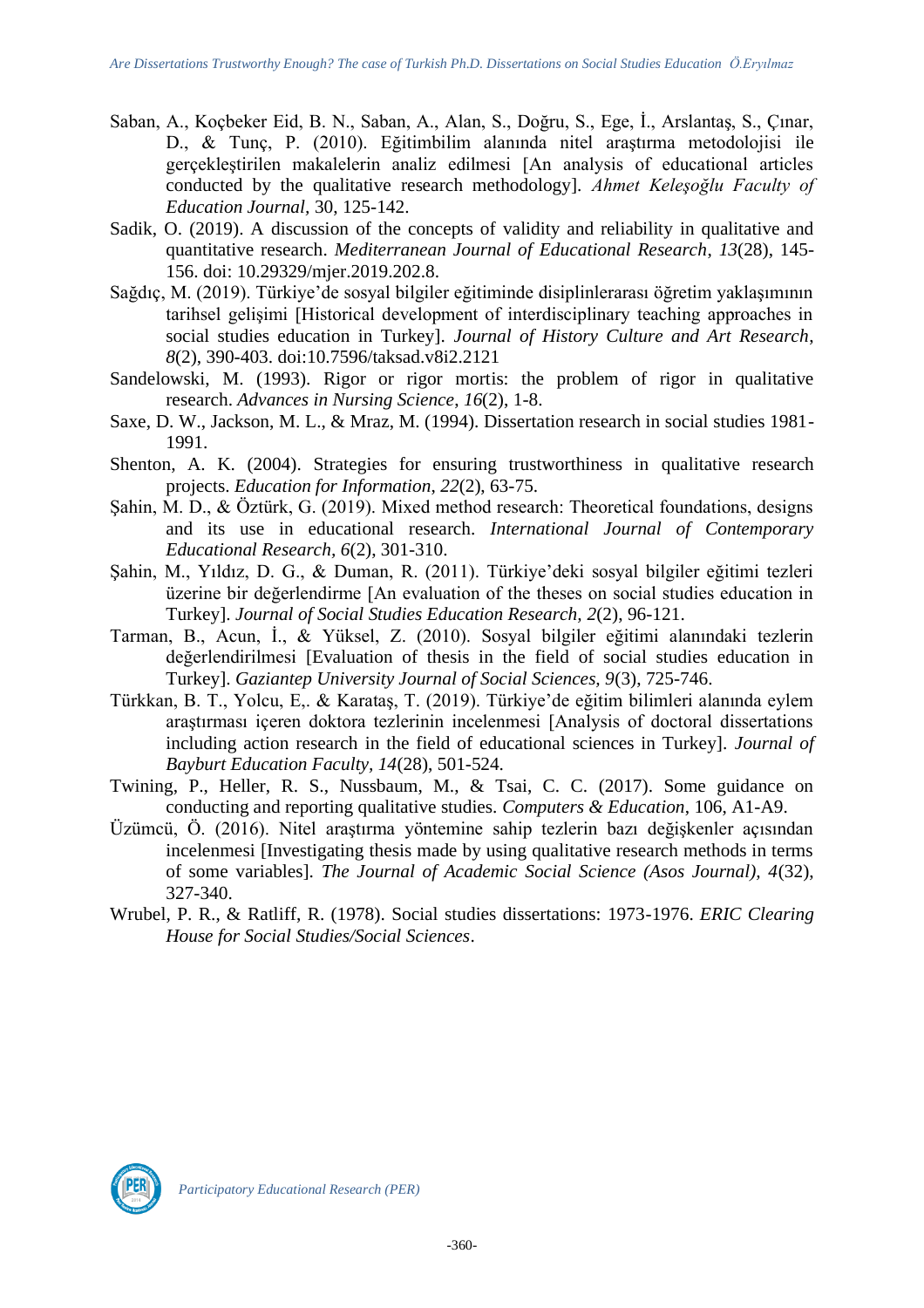Saban, A., Koçbeker Eid, B. N., Saban, A., Alan, S., Doğru, S., Ege, İ., Arslantaş, S., Çınar, D., & Tunç, P. (2010). Eğitimbilim alanında nitel araştırma metodolojisi ile gerçekleştirilen makalelerin analiz edilmesi [An analysis of educational articles conducted by the qualitative research methodology]. *Ahmet Keleşoğlu Faculty of Education Journal,* 30, 125-142.

Sadik, O. (2019). A discussion of the concepts of validity and reliability in qualitative and quantitative research. *Mediterranean Journal of Educational Research*, *13*(28), 145-156. doi: 10.29329/mjer.2019.202.8.

Sağdıç, M. (2019). Türkiye'de sosyal bilgiler eğitiminde disiplinlerarası öğretim yaklaşımının tarihsel gelişimi [Historical development of interdisciplinary teaching approaches in social studies education in Turkey]. *Journal of History Culture and Art Research*, *8*(2), 390-403. doi:10.7596/taksad.v8i2.2121

Sandelowski, M. (1993). Rigor or rigor mortis: the problem of rigor in qualitative research. *Advances in Nursing Science*, *16*(2), 1-8.

Saxe, D. W., Jackson, M. L., & Mraz, M. (1994). Dissertation research in social studies 1981-1991.

Shenton, A. K. (2004). Strategies for ensuring trustworthiness in qualitative research projects. *Education for Information*, *22*(2), 63-75.

Şahin, M. D., & Öztürk, G. (2019). Mixed method research: Theoretical foundations, designs and its use in educational research. *International Journal of Contemporary Educational Research, 6*(2), 301-310.

Şahin, M., Yıldız, D. G., & Duman, R. (2011). Türkiye'deki sosyal bilgiler eğitimi tezleri üzerine bir değerlendirme [An evaluation of the theses on social studies education in Turkey]. *Journal of Social Studies Education Research, 2*(2), 96-121.

Tarman, B., Acun, İ., & Yüksel, Z. (2010). Sosyal bilgiler eğitimi alanındaki tezlerin değerlendirilmesi [Evaluation of thesis in the field of social studies education in Turkey]. *Gaziantep University Journal of Social Sciences, 9*(3), 725-746.

Türkkan, B. T., Yolcu, E,. & Karataş, T. (2019). Türkiye'de eğitim bilimleri alanında eylem araştırması içeren doktora tezlerinin incelenmesi [Analysis of doctoral dissertations including action research in the field of educational sciences in Turkey]. *Journal of Bayburt Education Faculty, 14*(28), 501-524.

Twining, P., Heller, R. S., Nussbaum, M., & Tsai, C. C. (2017). Some guidance on conducting and reporting qualitative studies. *Computers & Education*, 106, A1-A9.

Üzümcü, Ö. (2016). Nitel araştırma yöntemine sahip tezlerin bazı değişkenler açısından incelenmesi [Investigating thesis made by using qualitative research methods in terms of some variables]. *The Journal of Academic Social Science (Asos Journal), 4*(32), 327-340.

Wrubel, P. R., & Ratliff, R. (1978). Social studies dissertations: 1973-1976. *ERIC Clearing House for Social Studies/Social Sciences*.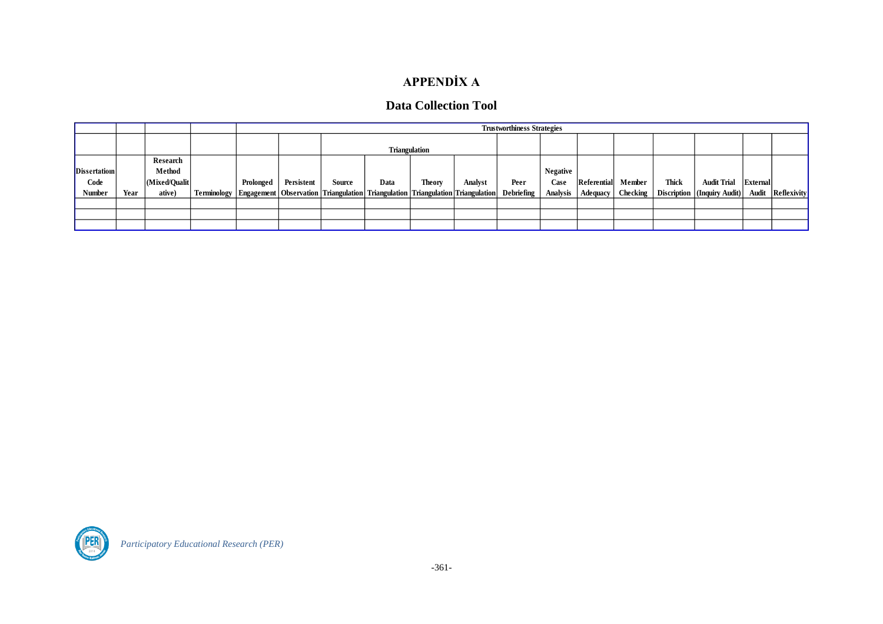# APPENDİX A

## Data Collection Tool

| | | | | Trustworthiness Strategies | | | | | | | | | | | | | | |
|---|---|---|---|---|---|---|---|---|---|---|---|---|---|---|---|---|---|---|
| | | | | | | Triangulation | | | | | | | | | | | | |
| Dissertation Code Number | Year | Research Method (Mixed/Qualitative) | Terminology | Prolonged Engagement | Persistent Observation | Source Triangulation | Data Triangulation | Theory Triangulation | Analyst Triangulation | Peer Debriefing | Negative Case Analysis | Referential Adequacy | Member Checking | Thick Discription | Audit Trial (Inquiry Audit) | External Audit | Reflexivity |
| | | | | | | | | | | | | | | | | | |
| | | | | | | | | | | | | | | | | | |
| | | | | | | | | | | | | | | | | | |